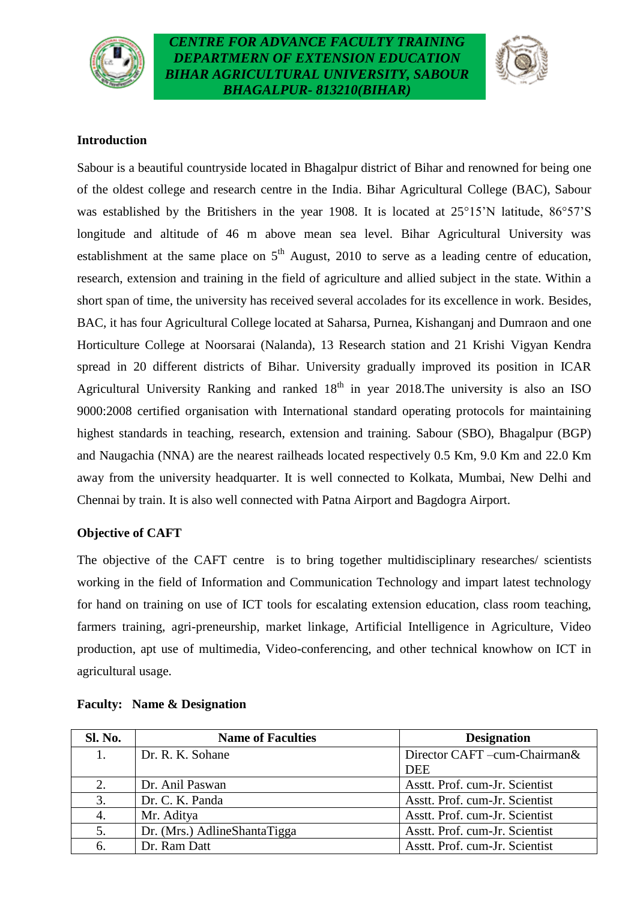***CENTRE FOR ADVANCE FACULTY TRAINING***
***DEPARTMERN OF EXTENSION EDUCATION***
***BIHAR AGRICULTURAL UNIVERSITY, SABOUR***
***BHAGALPUR- 813210(BIHAR)***

**Introduction**

Sabour is a beautiful countryside located in Bhagalpur district of Bihar and renowned for being one of the oldest college and research centre in the India. Bihar Agricultural College (BAC), Sabour was established by the Britishers in the year 1908. It is located at 25°15'N latitude, 86°57'S longitude and altitude of 46 m above mean sea level. Bihar Agricultural University was establishment at the same place on 5th August, 2010 to serve as a leading centre of education, research, extension and training in the field of agriculture and allied subject in the state. Within a short span of time, the university has received several accolades for its excellence in work. Besides, BAC, it has four Agricultural College located at Saharsa, Purnea, Kishanganj and Dumraon and one Horticulture College at Noorsarai (Nalanda), 13 Research station and 21 Krishi Vigyan Kendra spread in 20 different districts of Bihar. University gradually improved its position in ICAR Agricultural University Ranking and ranked 18th in year 2018.The university is also an ISO 9000:2008 certified organisation with International standard operating protocols for maintaining highest standards in teaching, research, extension and training. Sabour (SBO), Bhagalpur (BGP) and Naugachia (NNA) are the nearest railheads located respectively 0.5 Km, 9.0 Km and 22.0 Km away from the university headquarter. It is well connected to Kolkata, Mumbai, New Delhi and Chennai by train. It is also well connected with Patna Airport and Bagdogra Airport.

**Objective of CAFT**

The objective of the CAFT centre is to bring together multidisciplinary researches/ scientists working in the field of Information and Communication Technology and impart latest technology for hand on training on use of ICT tools for escalating extension education, class room teaching, farmers training, agri-preneurship, market linkage, Artificial Intelligence in Agriculture, Video production, apt use of multimedia, Video-conferencing, and other technical knowhow on ICT in agricultural usage.

**Faculty: Name & Designation**

| Sl. No. | Name of Faculties | Designation |
|---|---|---|
| 1. | Dr. R. K. Sohane | Director CAFT –cum-Chairman& DEE |
| 2. | Dr. Anil Paswan | Asstt. Prof. cum-Jr. Scientist |
| 3. | Dr. C. K. Panda | Asstt. Prof. cum-Jr. Scientist |
| 4. | Mr. Aditya | Asstt. Prof. cum-Jr. Scientist |
| 5. | Dr. (Mrs.) AdlineShantaTigga | Asstt. Prof. cum-Jr. Scientist |
| 6. | Dr. Ram Datt | Asstt. Prof. cum-Jr. Scientist |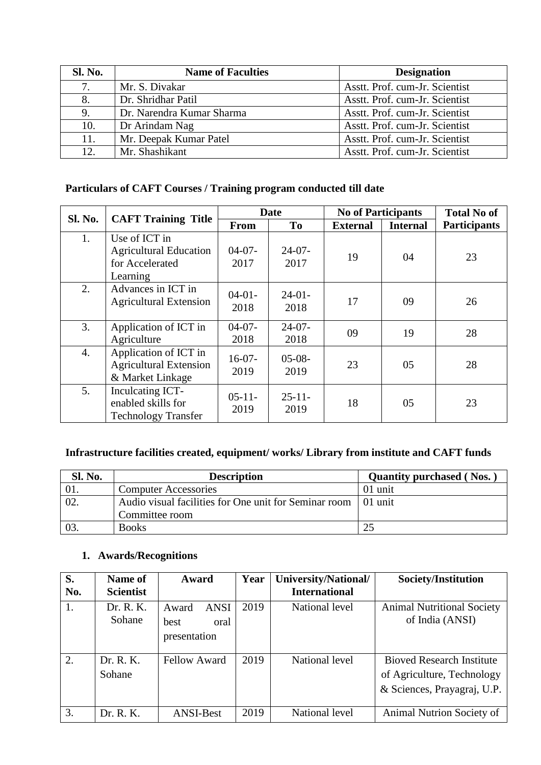| Sl. No. | Name of Faculties | Designation |
|---|---|---|
| 7. | Mr. S. Divakar | Asstt. Prof. cum-Jr. Scientist |
| 8. | Dr. Shridhar Patil | Asstt. Prof. cum-Jr. Scientist |
| 9. | Dr. Narendra Kumar Sharma | Asstt. Prof. cum-Jr. Scientist |
| 10. | Dr Arindam Nag | Asstt. Prof. cum-Jr. Scientist |
| 11. | Mr. Deepak Kumar Patel | Asstt. Prof. cum-Jr. Scientist |
| 12. | Mr. Shashikant | Asstt. Prof. cum-Jr. Scientist |

**Particulars of CAFT Courses / Training program conducted till date**

| Sl. No. | CAFT Training Title | Date | | No of Participants | | Total No of Participants |
|---|---|---|---|---|---|---|
| | | From | To | External | Internal | |
| 1. | Use of ICT in Agricultural Education for Accelerated Learning | 04-07-2017 | 24-07-2017 | 19 | 04 | 23 |
| 2. | Advances in ICT in Agricultural Extension | 04-01-2018 | 24-01-2018 | 17 | 09 | 26 |
| 3. | Application of ICT in Agriculture | 04-07-2018 | 24-07-2018 | 09 | 19 | 28 |
| 4. | Application of ICT in Agricultural Extension & Market Linkage | 16-07-2019 | 05-08-2019 | 23 | 05 | 28 |
| 5. | Inculcating ICT-enabled skills for Technology Transfer | 05-11-2019 | 25-11-2019 | 18 | 05 | 23 |

**Infrastructure facilities created, equipment/ works/ Library from institute and CAFT funds**

| Sl. No. | Description | Quantity purchased ( Nos. ) |
|---|---|---|
| 01. | Computer Accessories | 01 unit |
| 02. | Audio visual facilities for One unit for Seminar room Committee room | 01 unit |
| 03. | Books | 25 |

1. **Awards/Recognitions**

| S. No. | Name of Scientist | Award | Year | University/National/ International | Society/Institution |
|---|---|---|---|---|---|
| 1. | Dr. R. K. Sohane | Award ANSI best oral presentation | 2019 | National level | Animal Nutritional Society of India (ANSI) |
| 2. | Dr. R. K. Sohane | Fellow Award | 2019 | National level | Bioved Research Institute of Agriculture, Technology & Sciences, Prayagraj, U.P. |
| 3. | Dr. R. K. | ANSI-Best | 2019 | National level | Animal Nutrion Society of |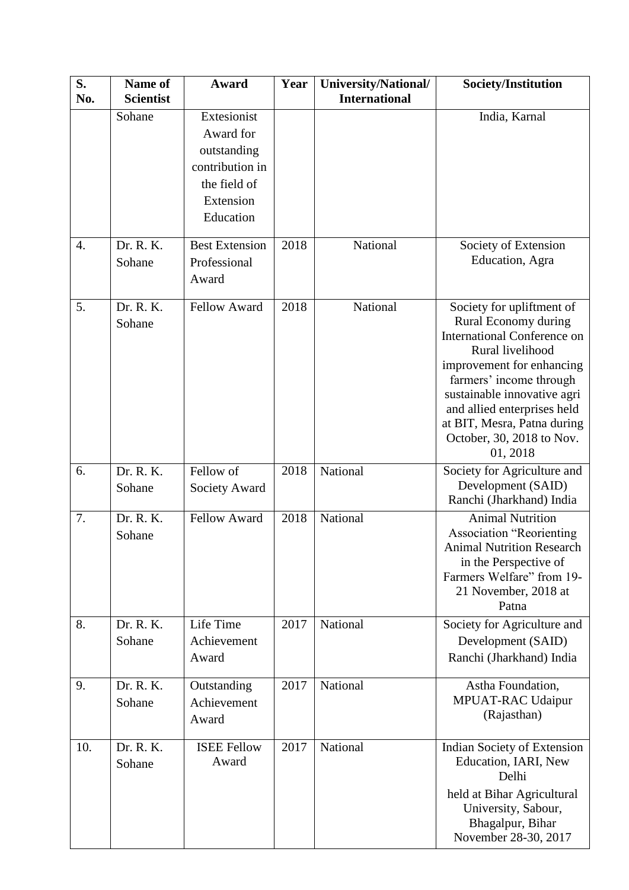| S. No. | Name of Scientist | Award | Year | University/National/ International | Society/Institution |
|---|---|---|---|---|---|
| | Sohane | Extesionist Award for outstanding contribution in the field of Extension Education | | | India, Karnal |
| 4. | Dr. R. K. Sohane | Best Extension Professional Award | 2018 | National | Society of Extension Education, Agra |
| 5. | Dr. R. K. Sohane | Fellow Award | 2018 | National | Society for upliftment of Rural Economy during International Conference on Rural livelihood improvement for enhancing farmers' income through sustainable innovative agri and allied enterprises held at BIT, Mesra, Patna during October, 30, 2018 to Nov. 01, 2018 |
| 6. | Dr. R. K. Sohane | Fellow of Society Award | 2018 | National | Society for Agriculture and Development (SAID) Ranchi (Jharkhand) India |
| 7. | Dr. R. K. Sohane | Fellow Award | 2018 | National | Animal Nutrition Association "Reorienting Animal Nutrition Research in the Perspective of Farmers Welfare" from 19-21 November, 2018 at Patna |
| 8. | Dr. R. K. Sohane | Life Time Achievement Award | 2017 | National | Society for Agriculture and Development (SAID) Ranchi (Jharkhand) India |
| 9. | Dr. R. K. Sohane | Outstanding Achievement Award | 2017 | National | Astha Foundation, MPUAT-RAC Udaipur (Rajasthan) |
| 10. | Dr. R. K. Sohane | ISEE Fellow Award | 2017 | National | Indian Society of Extension Education, IARI, New Delhi held at Bihar Agricultural University, Sabour, Bhagalpur, Bihar November 28-30, 2017 |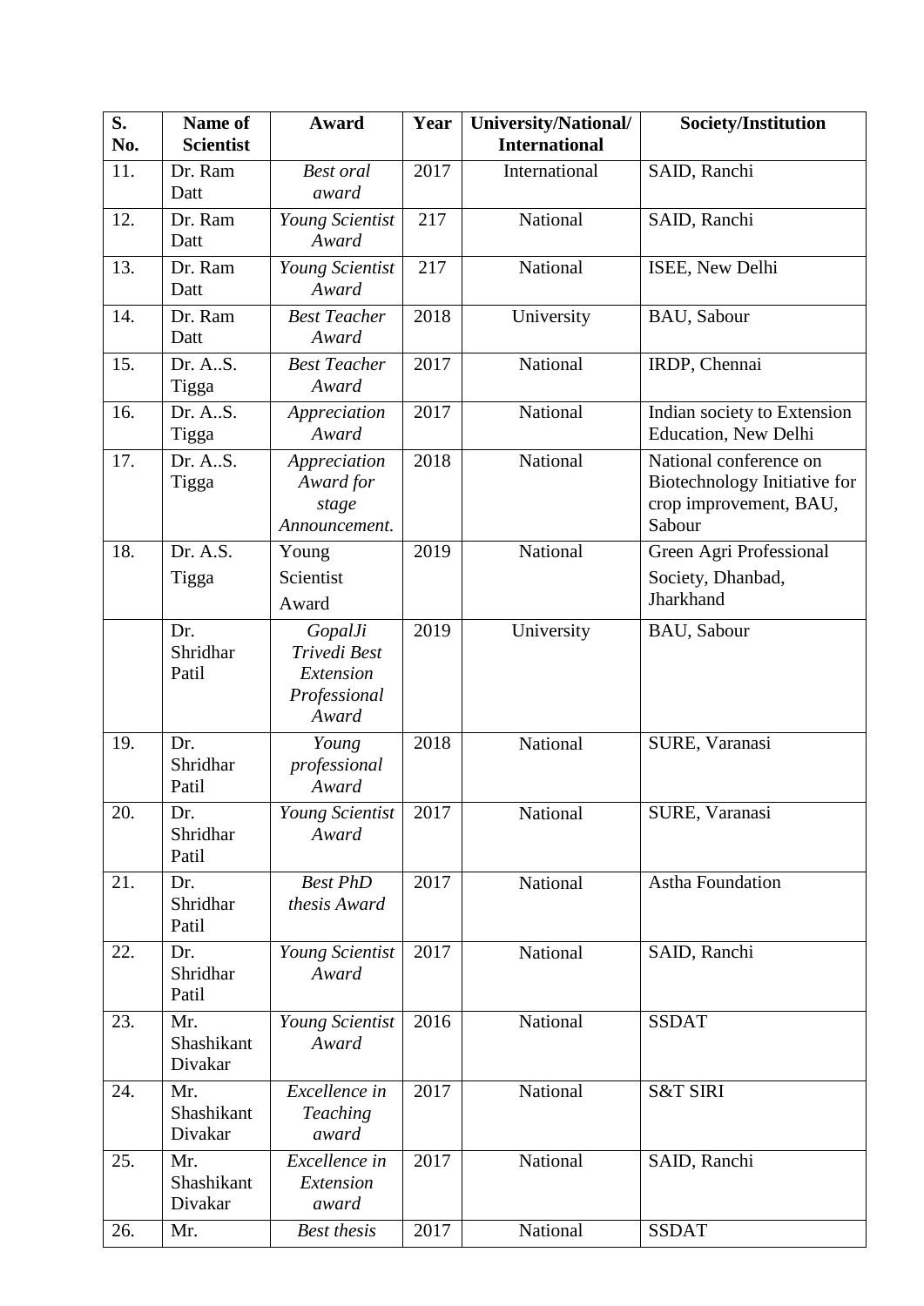| S. No. | Name of Scientist | Award | Year | University/National/ International | Society/Institution |
|---|---|---|---|---|---|
| 11. | Dr. Ram Datt | *Best oral award* | 2017 | International | SAID, Ranchi |
| 12. | Dr. Ram Datt | *Young Scientist Award* | 217 | National | SAID, Ranchi |
| 13. | Dr. Ram Datt | *Young Scientist Award* | 217 | National | ISEE, New Delhi |
| 14. | Dr. Ram Datt | *Best Teacher Award* | 2018 | University | BAU, Sabour |
| 15. | Dr. A..S. Tigga | *Best Teacher Award* | 2017 | National | IRDP, Chennai |
| 16. | Dr. A..S. Tigga | *Appreciation Award* | 2017 | National | Indian society to Extension Education, New Delhi |
| 17. | Dr. A..S. Tigga | *Appreciation Award for stage Announcement.* | 2018 | National | National conference on Biotechnology Initiative for crop improvement, BAU, Sabour |
| 18. | Dr. A.S. Tigga | Young Scientist Award | 2019 | National | Green Agri Professional Society, Dhanbad, Jharkhand |
| | Dr. Shridhar Patil | *GopalJi Trivedi Best Extension Professional Award* | 2019 | University | BAU, Sabour |
| 19. | Dr. Shridhar Patil | *Young professional Award* | 2018 | National | SURE, Varanasi |
| 20. | Dr. Shridhar Patil | *Young Scientist Award* | 2017 | National | SURE, Varanasi |
| 21. | Dr. Shridhar Patil | *Best PhD thesis Award* | 2017 | National | Astha Foundation |
| 22. | Dr. Shridhar Patil | *Young Scientist Award* | 2017 | National | SAID, Ranchi |
| 23. | Mr. Shashikant Divakar | *Young Scientist Award* | 2016 | National | SSDAT |
| 24. | Mr. Shashikant Divakar | *Excellence in Teaching award* | 2017 | National | S&T SIRI |
| 25. | Mr. Shashikant Divakar | *Excellence in Extension award* | 2017 | National | SAID, Ranchi |
| 26. | Mr. | *Best thesis* | 2017 | National | SSDAT |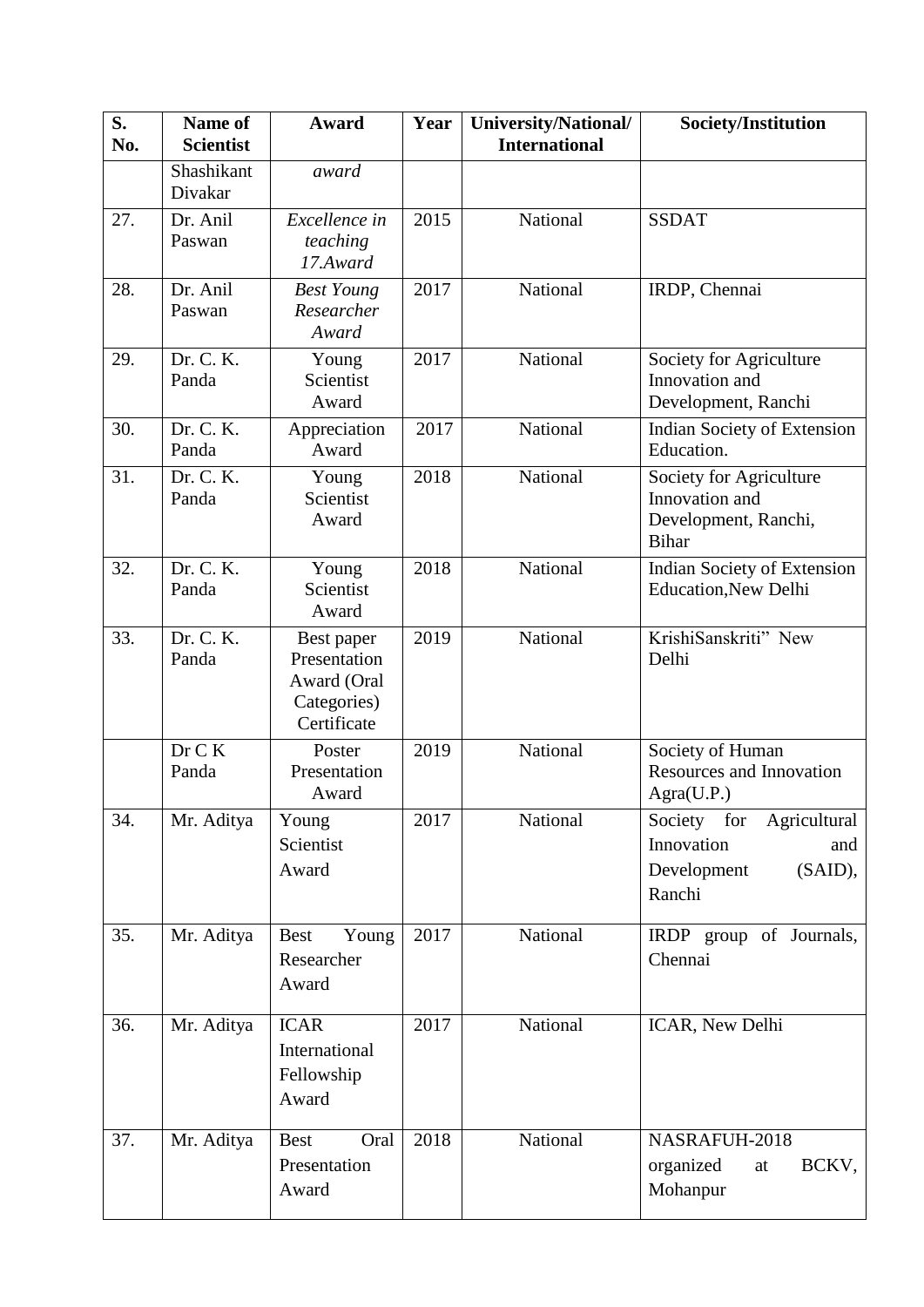| S. No. | Name of Scientist | Award | Year | University/National/ International | Society/Institution |
|---|---|---|---|---|---|
| | Shashikant Divakar | *award* | | | |
| 27. | Dr. Anil Paswan | *Excellence in teaching 17.Award* | 2015 | National | SSDAT |
| 28. | Dr. Anil Paswan | *Best Young Researcher Award* | 2017 | National | IRDP, Chennai |
| 29. | Dr. C. K. Panda | Young Scientist Award | 2017 | National | Society for Agriculture Innovation and Development, Ranchi |
| 30. | Dr. C. K. Panda | Appreciation Award | 2017 | National | Indian Society of Extension Education. |
| 31. | Dr. C. K. Panda | Young Scientist Award | 2018 | National | Society for Agriculture Innovation and Development, Ranchi, Bihar |
| 32. | Dr. C. K. Panda | Young Scientist Award | 2018 | National | Indian Society of Extension Education,New Delhi |
| 33. | Dr. C. K. Panda | Best paper Presentation Award (Oral Categories) Certificate | 2019 | National | KrishiSanskriti" New Delhi |
| | Dr C K Panda | Poster Presentation Award | 2019 | National | Society of Human Resources and Innovation Agra(U.P.) |
| 34. | Mr. Aditya | Young Scientist Award | 2017 | National | Society for Agricultural Innovation and Development (SAID), Ranchi |
| 35. | Mr. Aditya | Best Young Researcher Award | 2017 | National | IRDP group of Journals, Chennai |
| 36. | Mr. Aditya | ICAR International Fellowship Award | 2017 | National | ICAR, New Delhi |
| 37. | Mr. Aditya | Best Oral Presentation Award | 2018 | National | NASRAFUH-2018 organized at BCKV, Mohanpur |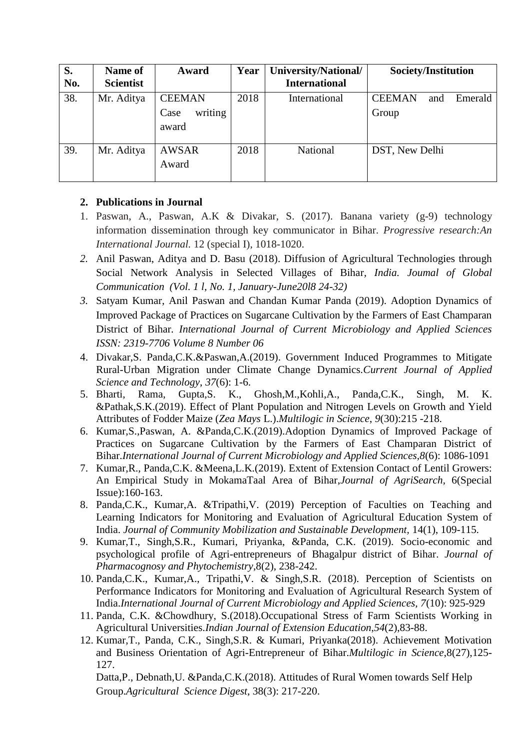| S. No. | Name of Scientist | Award | Year | University/National/ International | Society/Institution |
|---|---|---|---|---|---|
| 38. | Mr. Aditya | CEEMAN Case writing award | 2018 | International | CEEMAN and Emerald Group |
| 39. | Mr. Aditya | AWSAR Award | 2018 | National | DST, New Delhi |

**2. Publications in Journal**

1. Paswan, A., Paswan, A.K & Divakar, S. (2017). Banana variety (g-9) technology information dissemination through key communicator in Bihar. *Progressive research:An International Journal.* 12 (special I), 1018-1020.
2. Anil Paswan, Aditya and D. Basu (2018). Diffusion of Agricultural Technologies through Social Network Analysis in Selected Villages of Bihar, *India. Joumal of Global Communication (Vol. 1 l, No. 1, January-June20l8 24-32)*
3. Satyam Kumar, Anil Paswan and Chandan Kumar Panda (2019). Adoption Dynamics of Improved Package of Practices on Sugarcane Cultivation by the Farmers of East Champaran District of Bihar. *International Journal of Current Microbiology and Applied Sciences ISSN: 2319-7706 Volume 8 Number 06*
4. Divakar,S. Panda,C.K.&Paswan,A.(2019). Government Induced Programmes to Mitigate Rural-Urban Migration under Climate Change Dynamics.*Current Journal of Applied Science and Technology*, *37*(6): 1-6.
5. Bharti, Rama, Gupta,S. K., Ghosh,M.,Kohli,A., Panda,C.K., Singh, M. K. &Pathak,S.K.(2019). Effect of Plant Population and Nitrogen Levels on Growth and Yield Attributes of Fodder Maize (*Zea Mays* L.).*Multilogic in Science*, *9*(30):215 -218.
6. Kumar,S.,Paswan, A. &Panda,C.K.(2019).Adoption Dynamics of Improved Package of Practices on Sugarcane Cultivation by the Farmers of East Champaran District of Bihar.*International Journal of Current Microbiology and Applied Sciences*,*8*(6): 1086-1091
7. Kumar,R., Panda,C.K. &Meena,L.K.(2019). Extent of Extension Contact of Lentil Growers: An Empirical Study in MokamaTaal Area of Bihar,*Journal of AgriSearch*, 6(Special Issue):160-163.
8. Panda,C.K., Kumar,A. &Tripathi,V. (2019) Perception of Faculties on Teaching and Learning Indicators for Monitoring and Evaluation of Agricultural Education System of India. *Journal of Community Mobilization and Sustainable Development*, 14(1), 109-115.
9. Kumar,T., Singh,S.R., Kumari, Priyanka, &Panda, C.K. (2019). Socio-economic and psychological profile of Agri-entrepreneurs of Bhagalpur district of Bihar. *Journal of Pharmacognosy and Phytochemistry*,8(2), 238-242.
10. Panda,C.K., Kumar,A., Tripathi,V. & Singh,S.R. (2018). Perception of Scientists on Performance Indicators for Monitoring and Evaluation of Agricultural Research System of India.*International Journal of Current Microbiology and Applied Sciences, 7*(10): 925-929
11. Panda, C.K. &Chowdhury, S.(2018).Occupational Stress of Farm Scientists Working in Agricultural Universities.*Indian Journal of Extension Education*,*54*(2),83-88.
12. Kumar,T., Panda, C.K., Singh,S.R. & Kumari, Priyanka(2018). Achievement Motivation and Business Orientation of Agri-Entrepreneur of Bihar.*Multilogic in Science*,8(27),125-127.

    Datta,P., Debnath,U. &Panda,C.K.(2018). Attitudes of Rural Women towards Self Help Group.*Agricultural Science Digest*, 38(3): 217-220.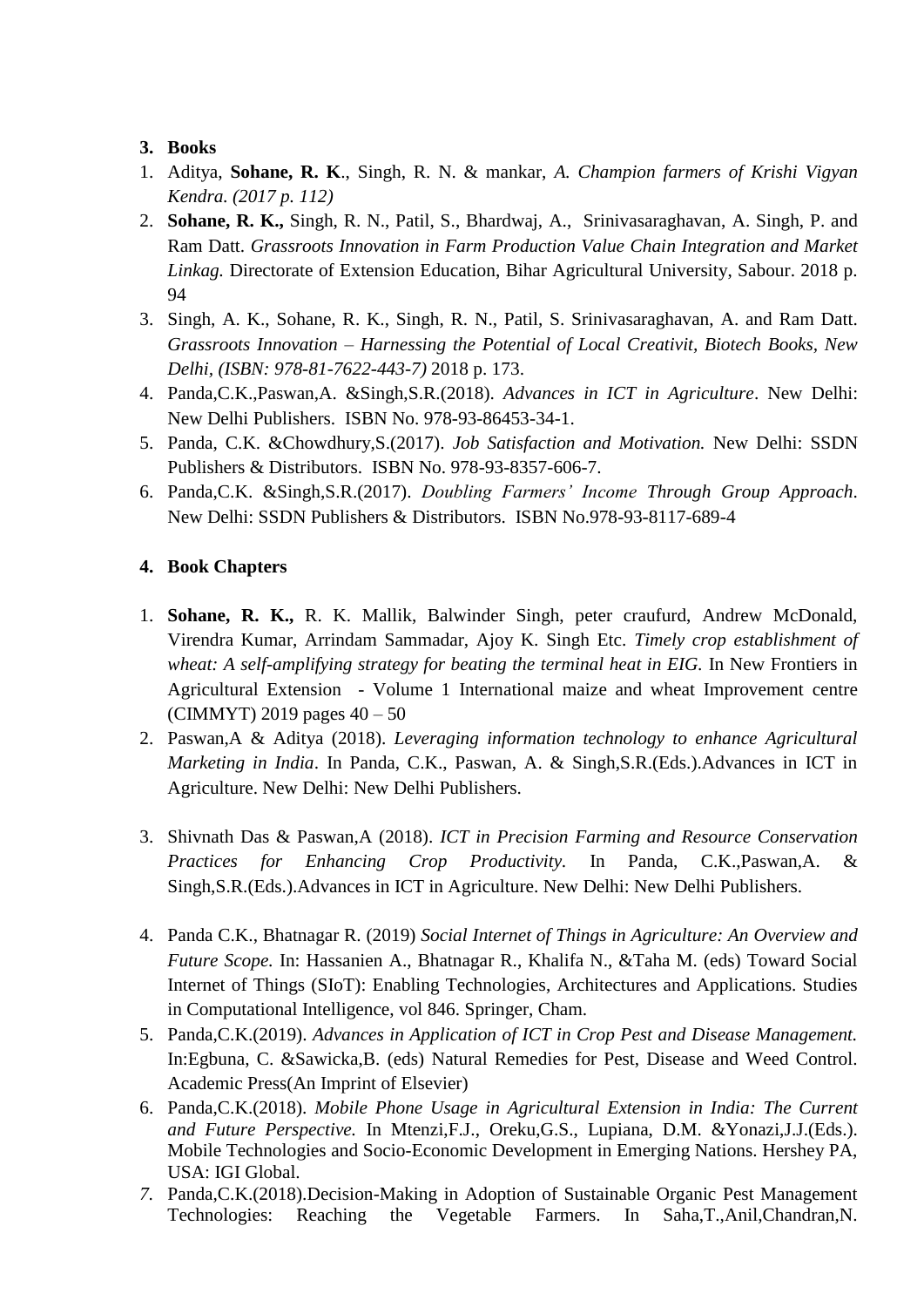3. **Books**

1. Aditya, **Sohane, R. K**., Singh, R. N. & mankar, *A. Champion farmers of Krishi Vigyan Kendra. (2017 p. 112)*
2. **Sohane, R. K.,** Singh, R. N., Patil, S., Bhardwaj, A., Srinivasaraghavan, A. Singh, P. and Ram Datt. *Grassroots Innovation in Farm Production Value Chain Integration and Market Linkag.* Directorate of Extension Education, Bihar Agricultural University, Sabour. 2018 p. 94
3. Singh, A. K., Sohane, R. K., Singh, R. N., Patil, S. Srinivasaraghavan, A. and Ram Datt. *Grassroots Innovation – Harnessing the Potential of Local Creativit, Biotech Books, New Delhi, (ISBN: 978-81-7622-443-7)* 2018 p. 173.
4. Panda,C.K.,Paswan,A. &Singh,S.R.(2018). *Advances in ICT in Agriculture*. New Delhi: New Delhi Publishers. ISBN No. 978-93-86453-34-1.
5. Panda, C.K. &Chowdhury,S.(2017). *Job Satisfaction and Motivation.* New Delhi: SSDN Publishers & Distributors. ISBN No. 978-93-8357-606-7.
6. Panda,C.K. &Singh,S.R.(2017). *Doubling Farmers' Income Through Group Approach*. New Delhi: SSDN Publishers & Distributors. ISBN No.978-93-8117-689-4

4. **Book Chapters**

1. **Sohane, R. K.,** R. K. Mallik, Balwinder Singh, peter craufurd, Andrew McDonald, Virendra Kumar, Arrindam Sammadar, Ajoy K. Singh Etc. *Timely crop establishment of wheat: A self-amplifying strategy for beating the terminal heat in EIG.* In New Frontiers in Agricultural Extension - Volume 1 International maize and wheat Improvement centre (CIMMYT) 2019 pages 40 – 50
2. Paswan,A & Aditya (2018). *Leveraging information technology to enhance Agricultural Marketing in India*. In Panda, C.K., Paswan, A. & Singh,S.R.(Eds.).Advances in ICT in Agriculture. New Delhi: New Delhi Publishers.
3. Shivnath Das & Paswan,A (2018). *ICT in Precision Farming and Resource Conservation Practices for Enhancing Crop Productivity.* In Panda, C.K.,Paswan,A. & Singh,S.R.(Eds.).Advances in ICT in Agriculture. New Delhi: New Delhi Publishers.
4. Panda C.K., Bhatnagar R. (2019) *Social Internet of Things in Agriculture: An Overview and Future Scope.* In: Hassanien A., Bhatnagar R., Khalifa N., &Taha M. (eds) Toward Social Internet of Things (SIoT): Enabling Technologies, Architectures and Applications. Studies in Computational Intelligence, vol 846. Springer, Cham.
5. Panda,C.K.(2019). *Advances in Application of ICT in Crop Pest and Disease Management.* In:Egbuna, C. &Sawicka,B. (eds) Natural Remedies for Pest, Disease and Weed Control. Academic Press(An Imprint of Elsevier)
6. Panda,C.K.(2018). *Mobile Phone Usage in Agricultural Extension in India: The Current and Future Perspective.* In Mtenzi,F.J., Oreku,G.S., Lupiana, D.M. &Yonazi,J.J.(Eds.). Mobile Technologies and Socio-Economic Development in Emerging Nations. Hershey PA, USA: IGI Global.
7. Panda,C.K.(2018).Decision-Making in Adoption of Sustainable Organic Pest Management Technologies: Reaching the Vegetable Farmers. In Saha,T.,Anil,Chandran,N.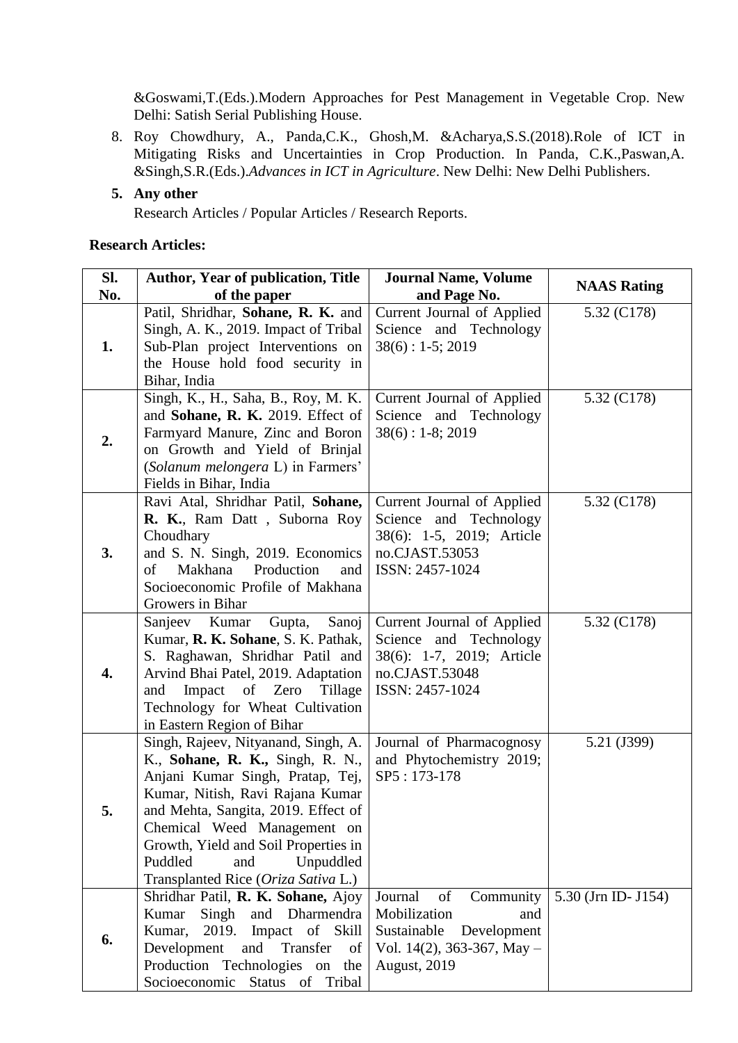&Goswami,T.(Eds.).Modern Approaches for Pest Management in Vegetable Crop. New Delhi: Satish Serial Publishing House.

8. Roy Chowdhury, A., Panda,C.K., Ghosh,M. &Acharya,S.S.(2018).Role of ICT in Mitigating Risks and Uncertainties in Crop Production. In Panda, C.K.,Paswan,A. &Singh,S.R.(Eds.).*Advances in ICT in Agriculture*. New Delhi: New Delhi Publishers.

**5. Any other**

Research Articles / Popular Articles / Research Reports.

**Research Articles:**

| Sl. No. | Author, Year of publication, Title of the paper | Journal Name, Volume and Page No. | NAAS Rating |
|---|---|---|---|
| **1.** | Patil, Shridhar, **Sohane, R. K.** and Singh, A. K., 2019. Impact of Tribal Sub-Plan project Interventions on the House hold food security in Bihar, India | Current Journal of Applied Science and Technology 38(6) : 1-5; 2019 | 5.32 (C178) |
| **2.** | Singh, K., H., Saha, B., Roy, M. K. and **Sohane, R. K.** 2019. Effect of Farmyard Manure, Zinc and Boron on Growth and Yield of Brinjal (*Solanum melongera* L) in Farmers' Fields in Bihar, India | Current Journal of Applied Science and Technology 38(6) : 1-8; 2019 | 5.32 (C178) |
| **3.** | Ravi Atal, Shridhar Patil, **Sohane, R. K.**, Ram Datt , Suborna Roy Choudhary and S. N. Singh, 2019. Economics of Makhana Production and Socioeconomic Profile of Makhana Growers in Bihar | Current Journal of Applied Science and Technology 38(6): 1-5, 2019; Article no.CJAST.53053 ISSN: 2457-1024 | 5.32 (C178) |
| **4.** | Sanjeev Kumar Gupta, Sanoj Kumar, **R. K. Sohane**, S. K. Pathak, S. Raghawan, Shridhar Patil and Arvind Bhai Patel, 2019. Adaptation and Impact of Zero Tillage Technology for Wheat Cultivation in Eastern Region of Bihar | Current Journal of Applied Science and Technology 38(6): 1-7, 2019; Article no.CJAST.53048 ISSN: 2457-1024 | 5.32 (C178) |
| **5.** | Singh, Rajeev, Nityanand, Singh, A. K., **Sohane, R. K.,** Singh, R. N., Anjani Kumar Singh, Pratap, Tej, Kumar, Nitish, Ravi Rajana Kumar and Mehta, Sangita, 2019. Effect of Chemical Weed Management on Growth, Yield and Soil Properties in Puddled and Unpuddled Transplanted Rice (*Oriza Sativa* L.) | Journal of Pharmacognosy and Phytochemistry 2019; SP5 : 173-178 | 5.21 (J399) |
| **6.** | Shridhar Patil, **R. K. Sohane,** Ajoy Kumar Singh and Dharmendra Kumar, 2019. Impact of Skill Development and Transfer of Production Technologies on the Socioeconomic Status of Tribal | Journal of Community Mobilization and Sustainable Development Vol. 14(2), 363-367, May – August, 2019 | 5.30 (Jrn ID- J154) |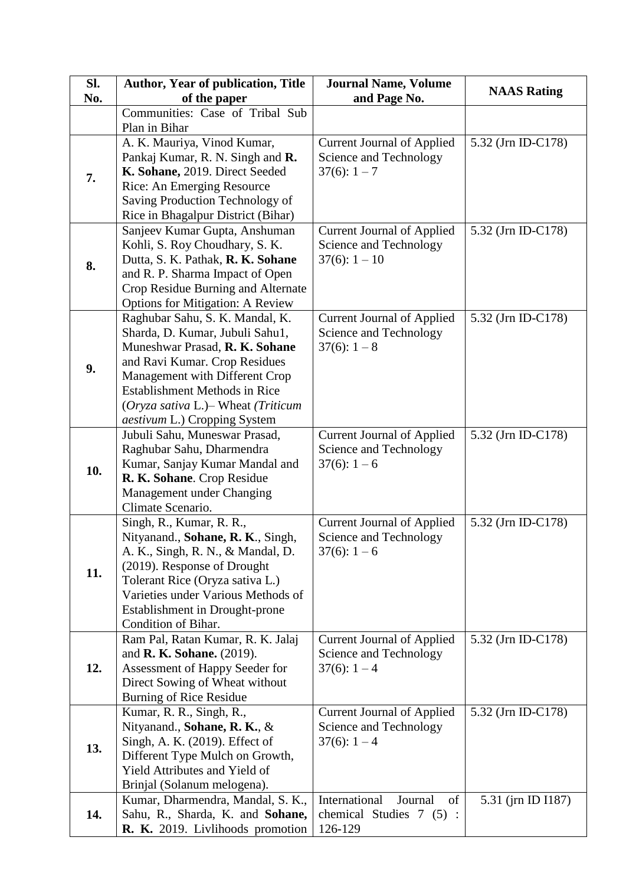| Sl. No. | Author, Year of publication, Title of the paper | Journal Name, Volume and Page No. | NAAS Rating |
|---|---|---|---|
| | Communities: Case of Tribal Sub Plan in Bihar | | |
| **7.** | A. K. Mauriya, Vinod Kumar, Pankaj Kumar, R. N. Singh and **R. K. Sohane,** 2019. Direct Seeded Rice: An Emerging Resource Saving Production Technology of Rice in Bhagalpur District (Bihar) | Current Journal of Applied Science and Technology 37(6): 1 – 7 | 5.32 (Jrn ID-C178) |
| **8.** | Sanjeev Kumar Gupta, Anshuman Kohli, S. Roy Choudhary, S. K. Dutta, S. K. Pathak, **R. K. Sohane** and R. P. Sharma Impact of Open Crop Residue Burning and Alternate Options for Mitigation: A Review | Current Journal of Applied Science and Technology 37(6): 1 – 10 | 5.32 (Jrn ID-C178) |
| **9.** | Raghubar Sahu, S. K. Mandal, K. Sharda, D. Kumar, Jubuli Sahu1, Muneshwar Prasad, **R. K. Sohane** and Ravi Kumar. Crop Residues Management with Different Crop Establishment Methods in Rice (*Oryza sativa* L.)– Wheat *(Triticum aestivum* L.) Cropping System | Current Journal of Applied Science and Technology 37(6): 1 – 8 | 5.32 (Jrn ID-C178) |
| **10.** | Jubuli Sahu, Muneswar Prasad, Raghubar Sahu, Dharmendra Kumar, Sanjay Kumar Mandal and **R. K. Sohane**. Crop Residue Management under Changing Climate Scenario. | Current Journal of Applied Science and Technology 37(6): 1 – 6 | 5.32 (Jrn ID-C178) |
| **11.** | Singh, R., Kumar, R. R., Nityanand., **Sohane, R. K**., Singh, A. K., Singh, R. N., & Mandal, D. (2019). Response of Drought Tolerant Rice (Oryza sativa L.) Varieties under Various Methods of Establishment in Drought-prone Condition of Bihar. | Current Journal of Applied Science and Technology 37(6): 1 – 6 | 5.32 (Jrn ID-C178) |
| **12.** | Ram Pal, Ratan Kumar, R. K. Jalaj and **R. K. Sohane.** (2019). Assessment of Happy Seeder for Direct Sowing of Wheat without Burning of Rice Residue | Current Journal of Applied Science and Technology 37(6): 1 – 4 | 5.32 (Jrn ID-C178) |
| **13.** | Kumar, R. R., Singh, R., Nityanand., **Sohane, R. K.**, & Singh, A. K. (2019). Effect of Different Type Mulch on Growth, Yield Attributes and Yield of Brinjal (Solanum melogena). | Current Journal of Applied Science and Technology 37(6): 1 – 4 | 5.32 (Jrn ID-C178) |
| **14.** | Kumar, Dharmendra, Mandal, S. K., Sahu, R., Sharda, K. and **Sohane, R. K.** 2019. Livlihoods promotion | International Journal of chemical Studies 7 (5) : 126-129 | 5.31 (jrn ID I187) |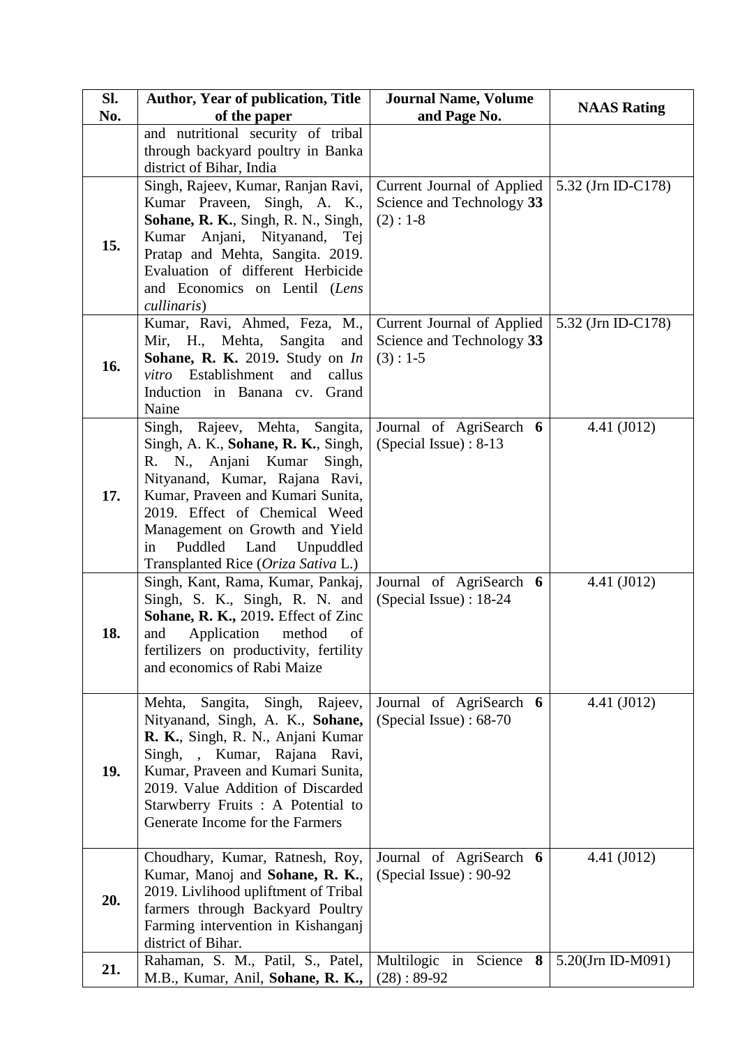| Sl. No. | Author, Year of publication, Title of the paper | Journal Name, Volume and Page No. | NAAS Rating |
|---|---|---|---|
| | and nutritional security of tribal through backyard poultry in Banka district of Bihar, India | | |
| **15.** | Singh, Rajeev, Kumar, Ranjan Ravi, Kumar Praveen, Singh, A. K., **Sohane, R. K.**, Singh, R. N., Singh, Kumar Anjani, Nityanand, Tej Pratap and Mehta, Sangita. 2019. Evaluation of different Herbicide and Economics on Lentil (*Lens cullinaris*) | Current Journal of Applied Science and Technology **33** (2) : 1-8 | 5.32 (Jrn ID-C178) |
| **16.** | Kumar, Ravi, Ahmed, Feza, M., Mir, H., Mehta, Sangita and **Sohane, R. K.** 2019**.** Study on *In vitro* Establishment and callus Induction in Banana cv. Grand Naine | Current Journal of Applied Science and Technology **33** (3) : 1-5 | 5.32 (Jrn ID-C178) |
| **17.** | Singh, Rajeev, Mehta, Sangita, Singh, A. K., **Sohane, R. K.**, Singh, R. N., Anjani Kumar Singh, Nityanand, Kumar, Rajana Ravi, Kumar, Praveen and Kumari Sunita, 2019. Effect of Chemical Weed Management on Growth and Yield in Puddled Land Unpuddled Transplanted Rice (*Oriza Sativa* L.) | Journal of AgriSearch **6** (Special Issue) : 8-13 | 4.41 (J012) |
| **18.** | Singh, Kant, Rama, Kumar, Pankaj, Singh, S. K., Singh, R. N. and **Sohane, R. K.,** 2019**.** Effect of Zinc and Application method of fertilizers on productivity, fertility and economics of Rabi Maize | Journal of AgriSearch **6** (Special Issue) : 18-24 | 4.41 (J012) |
| **19.** | Mehta, Sangita, Singh, Rajeev, Nityanand, Singh, A. K., **Sohane, R. K.**, Singh, R. N., Anjani Kumar Singh, , Kumar, Rajana Ravi, Kumar, Praveen and Kumari Sunita, 2019. Value Addition of Discarded Starwberry Fruits : A Potential to Generate Income for the Farmers | Journal of AgriSearch **6** (Special Issue) : 68-70 | 4.41 (J012) |
| **20.** | Choudhary, Kumar, Ratnesh, Roy, Kumar, Manoj and **Sohane, R. K.**, 2019. Livlihood upliftment of Tribal farmers through Backyard Poultry Farming intervention in Kishanganj district of Bihar. | Journal of AgriSearch **6** (Special Issue) : 90-92 | 4.41 (J012) |
| **21.** | Rahaman, S. M., Patil, S., Patel, M.B., Kumar, Anil, **Sohane, R. K.,** | Multilogic in Science **8** (28) : 89-92 | 5.20(Jrn ID-M091) |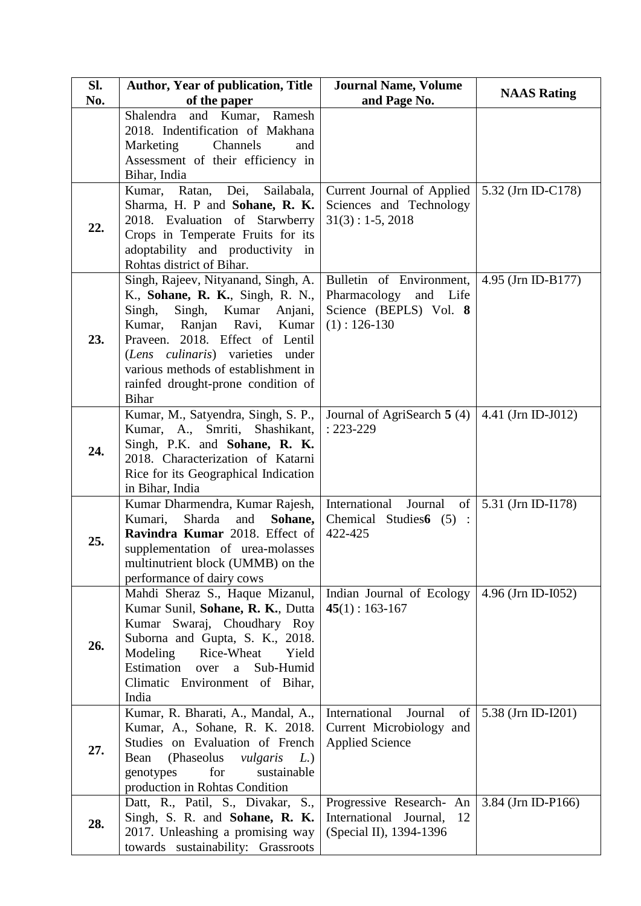| Sl. No. | Author, Year of publication, Title of the paper | Journal Name, Volume and Page No. | NAAS Rating |
|---|---|---|---|
| | Shalendra and Kumar, Ramesh 2018. Indentification of Makhana Marketing Channels and Assessment of their efficiency in Bihar, India | | |
| **22.** | Kumar, Ratan, Dei, Sailabala, Sharma, H. P and **Sohane, R. K.** 2018. Evaluation of Starwberry Crops in Temperate Fruits for its adoptability and productivity in Rohtas district of Bihar. | Current Journal of Applied Sciences and Technology 31(3) : 1-5, 2018 | 5.32 (Jrn ID-C178) |
| **23.** | Singh, Rajeev, Nityanand, Singh, A. K., **Sohane, R. K.**, Singh, R. N., Singh, Singh, Kumar Anjani, Kumar, Ranjan Ravi, Kumar Praveen. 2018. Effect of Lentil (*Lens culinaris*) varieties under various methods of establishment in rainfed drought-prone condition of Bihar | Bulletin of Environment, Pharmacology and Life Science (BEPLS) Vol. **8** (1) : 126-130 | 4.95 (Jrn ID-B177) |
| **24.** | Kumar, M., Satyendra, Singh, S. P., Kumar, A., Smriti, Shashikant, Singh, P.K. and **Sohane, R. K.** 2018. Characterization of Katarni Rice for its Geographical Indication in Bihar, India | Journal of AgriSearch **5** (4) : 223-229 | 4.41 (Jrn ID-J012) |
| **25.** | Kumar Dharmendra, Kumar Rajesh, Kumari, Sharda and **Sohane, Ravindra Kumar** 2018. Effect of supplementation of urea-molasses multinutrient block (UMMB) on the performance of dairy cows | International Journal of Chemical Studies**6** (5) : 422-425 | 5.31 (Jrn ID-I178) |
| **26.** | Mahdi Sheraz S., Haque Mizanul, Kumar Sunil, **Sohane, R. K.**, Dutta Kumar Swaraj, Choudhary Roy Suborna and Gupta, S. K., 2018. Modeling Rice-Wheat Yield Estimation over a Sub-Humid Climatic Environment of Bihar, India | Indian Journal of Ecology **45**(1) : 163-167 | 4.96 (Jrn ID-I052) |
| **27.** | Kumar, R. Bharati, A., Mandal, A., Kumar, A., Sohane, R. K. 2018. Studies on Evaluation of French Bean (Phaseolus *vulgaris L.*) genotypes for sustainable production in Rohtas Condition | International Journal of Current Microbiology and Applied Science | 5.38 (Jrn ID-I201) |
| **28.** | Datt, R., Patil, S., Divakar, S., Singh, S. R. and **Sohane, R. K.** 2017. Unleashing a promising way towards sustainability: Grassroots | Progressive Research- An International Journal, 12 (Special II), 1394-1396 | 3.84 (Jrn ID-P166) |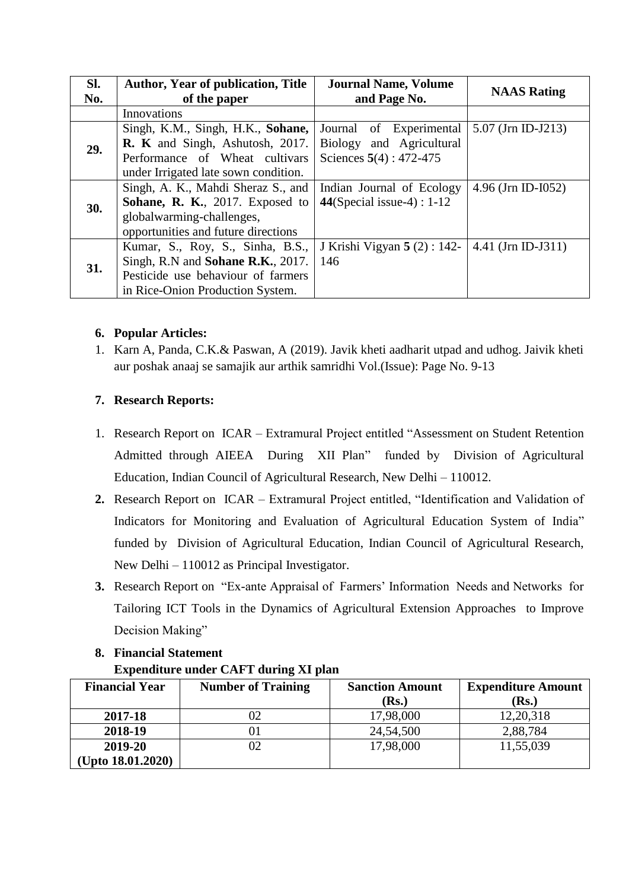| Sl. No. | Author, Year of publication, Title of the paper | Journal Name, Volume and Page No. | NAAS Rating |
|---|---|---|---|
| | Innovations | | |
| **29.** | Singh, K.M., Singh, H.K., **Sohane, R. K** and Singh, Ashutosh, 2017. Performance of Wheat cultivars under Irrigated late sown condition. | Journal of Experimental Biology and Agricultural Sciences **5**(4) : 472-475 | 5.07 (Jrn ID-J213) |
| **30.** | Singh, A. K., Mahdi Sheraz S., and **Sohane, R. K.**, 2017. Exposed to globalwarming-challenges, opportunities and future directions | Indian Journal of Ecology **44**(Special issue-4) : 1-12 | 4.96 (Jrn ID-I052) |
| **31.** | Kumar, S., Roy, S., Sinha, B.S., Singh, R.N and **Sohane R.K.**, 2017. Pesticide use behaviour of farmers in Rice-Onion Production System. | J Krishi Vigyan **5** (2) : 142-146 | 4.41 (Jrn ID-J311) |

**6. Popular Articles:**

1. Karn A, Panda, C.K.& Paswan, A (2019). Javik kheti aadharit utpad and udhog. Jaivik kheti aur poshak anaaj se samajik aur arthik samridhi Vol.(Issue): Page No. 9-13

**7. Research Reports:**

1. Research Report on ICAR – Extramural Project entitled "Assessment on Student Retention Admitted through AIEEA During XII Plan" funded by Division of Agricultural Education, Indian Council of Agricultural Research, New Delhi – 110012.
2. Research Report on ICAR – Extramural Project entitled, "Identification and Validation of Indicators for Monitoring and Evaluation of Agricultural Education System of India" funded by Division of Agricultural Education, Indian Council of Agricultural Research, New Delhi – 110012 as Principal Investigator.
3. Research Report on "Ex-ante Appraisal of Farmers' Information Needs and Networks for Tailoring ICT Tools in the Dynamics of Agricultural Extension Approaches to Improve Decision Making"

**8. Financial Statement**

**Expenditure under CAFT during XI plan**

| Financial Year | Number of Training | Sanction Amount (Rs.) | Expenditure Amount (Rs.) |
|---|---|---|---|
| **2017-18** | 02 | 17,98,000 | 12,20,318 |
| **2018-19** | 01 | 24,54,500 | 2,88,784 |
| **2019-20 (Upto 18.01.2020)** | 02 | 17,98,000 | 11,55,039 |